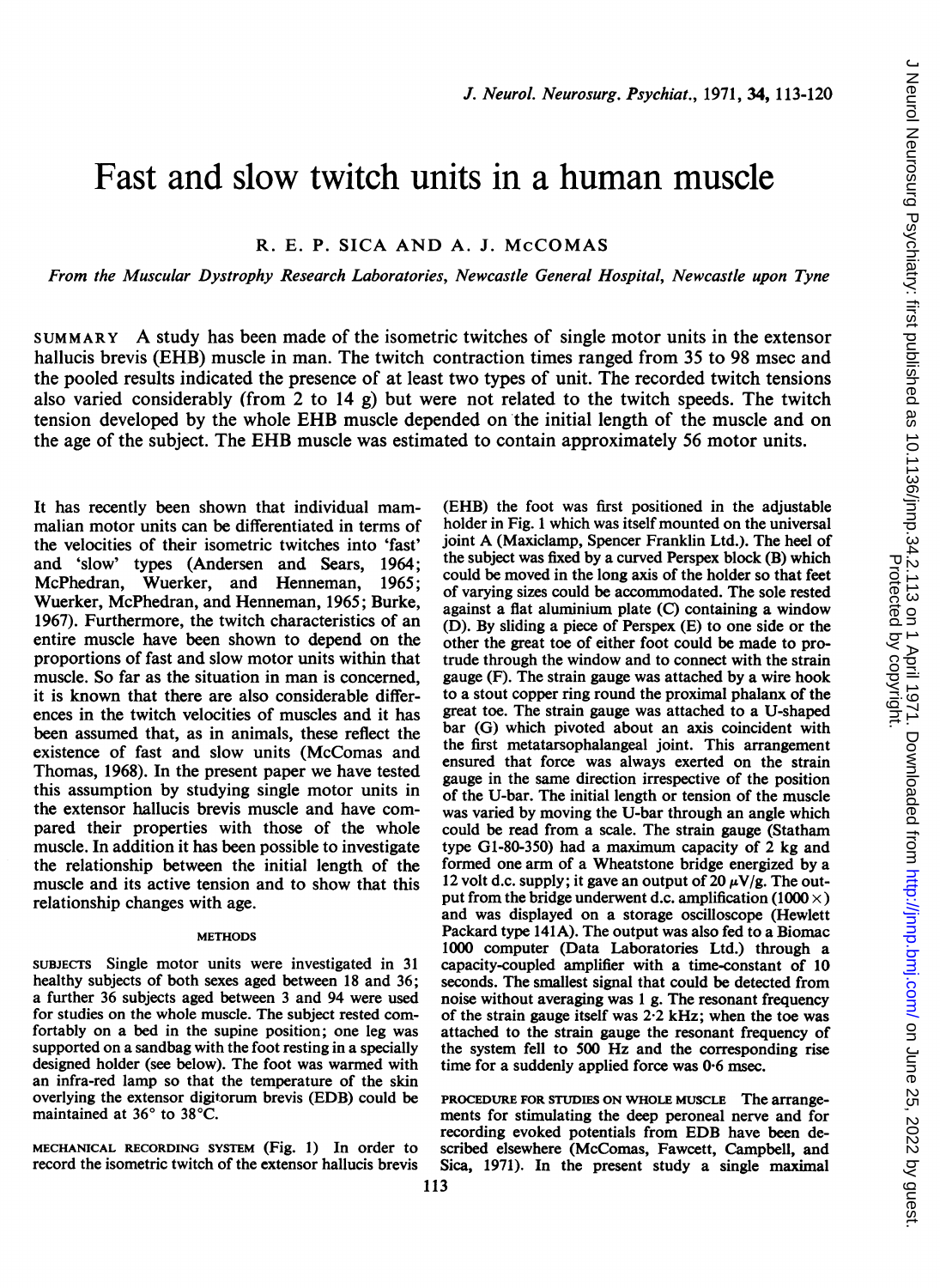# Fast and slow twitch units in a human muscle

R. E. P. SICA AND A. J. McCOMAS

*From the Muscular Dystrophy Research Laboratories, Newcastle General Hospital, Newcastle upon Tyne*

SUMMARY A study has been made of the isometric twitches of single motor units in the extensor hallucis brevis (EHB) muscle in man. The twitch contraction times ranged from 35 to 98 msec and the pooled results indicated the presence of at least two types of unit. The recorded twitch tensions also varied considerably (from 2 to 14 g) but were not related to the twitch speeds. The twitch tension developed by the whole EHB muscle depended on the initial length of the muscle and on the age of the subject. The EHB muscle was estimated to contain approximately 56 motor units.

It has recently been shown that individual mammalian motor units can be differentiated in terms of the velocities of their isometric twitches into 'fast' and 'slow' types (Andersen and Sears, 1964; McPhedran, Wuerker, and Henneman, 1965; Wuerker, McPhedran, and Henneman, 1965; Burke, 1967). Furthermore, the twitch characteristics of an entire muscle have been shown to depend on the proportions of fast and slow motor units within that muscle. So far as the situation in man is concerned, it is known that there are also considerable differences in the twitch velocities of muscles and it has been assumed that, as in animals, these reflect the existence of fast and slow units (McComas and Thomas, 1968). In the present paper we have tested this assumption by studying single motor units in the extensor hallucis brevis muscle and have compared their properties with those of the whole muscle. In addition it has been possible to investigate the relationship between the initial length of the muscle and its active tension and to show that this relationship changes with age.

## METHODS

SUBJECTS Single motor units were investigated in 31 healthy subjects of both sexes aged between 18 and 36; a further 36 subjects aged between 3 and 94 were used for studies on the whole muscle. The subject rested comfortably on a bed in the supine position; one leg was supported on a sandbag with the foot resting in a specially designed holder (see below). The foot was warmed with an infra-red lamp so that the temperature of the skin overlying the extensor digitorum brevis (EDB) could be maintained at 36° to 38°C.

MECHANICAL RECORDING SYSTEM (Fig. 1) In order to record the isometric twitch of the extensor hallucis brevis (EHB) the foot was first positioned in the adjustable holder in Fig. 1 which was itself mounted on the universal joint A (Maxiclamp, Spencer Franklin Ltd.). The heel of the subject was fixed by a curved Perspex block (B) which could be moved in the long axis of the holder so that feet of varying sizes could be accommodated. The sole rested against a flat aluminium plate (C) containing a window (D). By sliding a piece of Perspex (E) to one side or the other the great toe of either foot could be made to protrude through the window and to connect with the strain gauge (F). The strain gauge was attached by a wire hook to a stout copper ring round the proximal phalanx of the great toe. The strain gauge was attached to a U-shaped bar (G) which pivoted about an axis coincident with the first metatarsophalangeal joint. This arrangement ensured that force was always exerted on the strain gauge in the same direction irrespective of the position of the U-bar. The initial length or tension of the muscle was varied by moving the U-bar through an angle which could be read from a scale. The strain gauge (Statham type G1-80-350) had a maximum capacity of 2 kg and formed one arm of a Wheatstone bridge energized by a 12 volt d.c. supply; it gave an output of 20 $\mu$V/g. The output from the bridge underwent d.c. amplification (1000 ×) and was displayed on a storage oscilloscope (Hewlett Packard type 141A). The output was also fed to a Biomac 1000 computer (Data Laboratories Ltd.) through a capacity-coupled amplifier with a time-constant of 10 seconds. The smallest signal that could be detected from noise without averaging was 1 g. The resonant frequency of the strain gauge itself was 2·2 kHz; when the toe was attached to the strain gauge the resonant frequency of the system fell to 500 Hz and the corresponding rise time for a suddenly applied force was 0·6 msec.

PROCEDURE FOR STUDIES ON WHOLE MUSCLE The arrangements for stimulating the deep peroneal nerve and for recording evoked potentials from EDB have been described elsewhere (McComas, Fawcett, Campbell, and Sica, 1971). In the present study a single maximal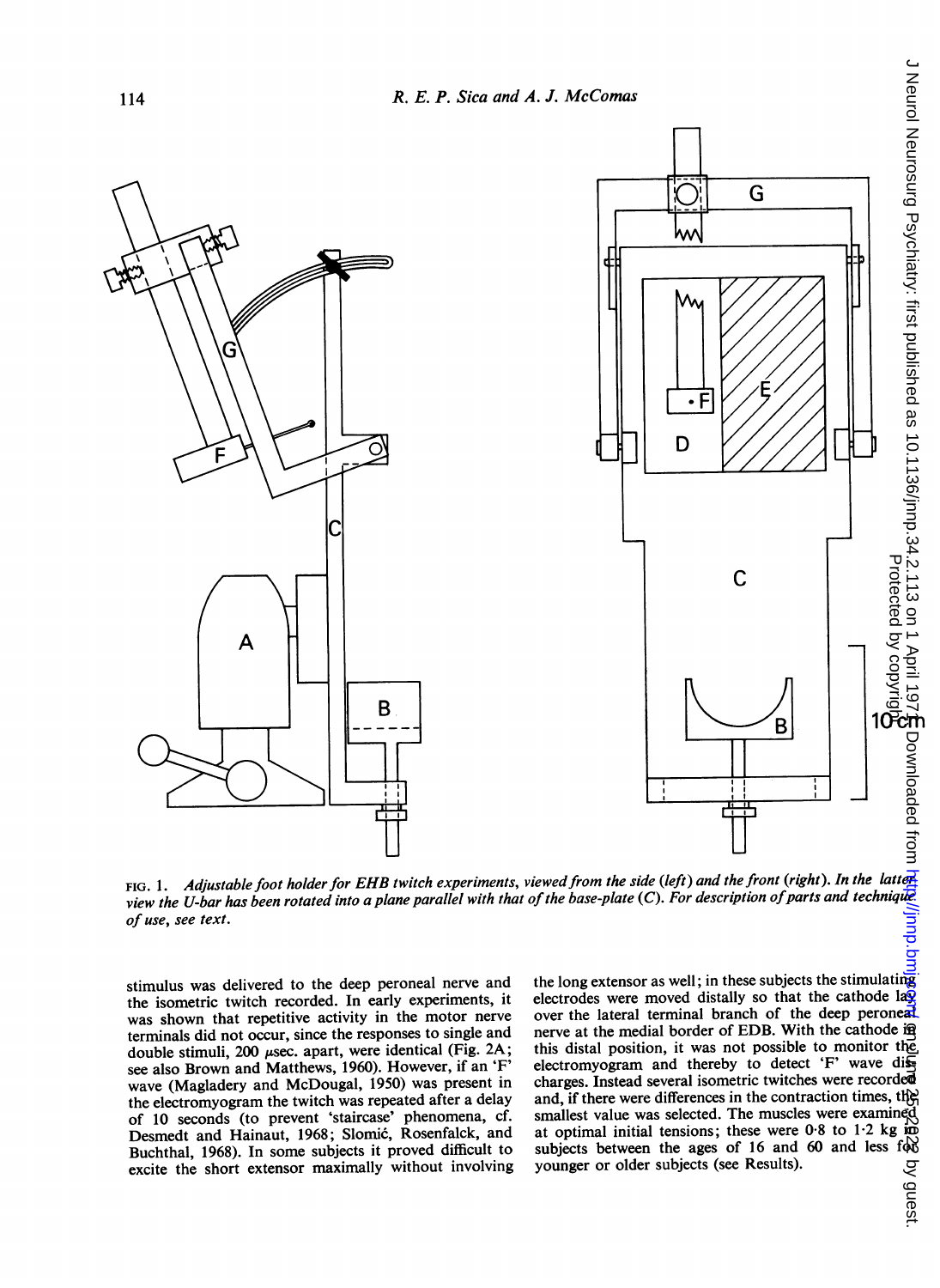FIG. 1. *Adjustable foot holder for EHB twitch experiments, viewed from the side (left) and the front (right). In the latter view the U-bar has been rotated into a plane parallel with that of the base-plate (C). For description of parts and technique of use, see text.*

stimulus was delivered to the deep peroneal nerve and the isometric twitch recorded. In early experiments, it was shown that repetitive activity in the motor nerve terminals did not occur, since the responses to single and double stimuli, 200 μsec. apart, were identical (Fig. 2A; see also Brown and Matthews, 1960). However, if an 'F' wave (Magladery and McDougal, 1950) was present in the electromyogram the twitch was repeated after a delay of 10 seconds (to prevent 'staircase' phenomena, cf. Desmedt and Hainaut, 1968; Slomić, Rosenfalck, and Buchthal, 1968). In some subjects it proved difficult to excite the short extensor maximally without involving the long extensor as well; in these subjects the stimulating electrodes were moved distally so that the cathode lay over the lateral terminal branch of the deep peroneal nerve at the medial border of EDB. With the cathode in this distal position, it was not possible to monitor the electromyogram and thereby to detect 'F' wave discharges. Instead several isometric twitches were recorded and, if there were differences in the contraction times, the smallest value was selected. The muscles were examined at optimal initial tensions; these were 0·8 to 1·2 kg in subjects between the ages of 16 and 60 and less for younger or older subjects (see Results).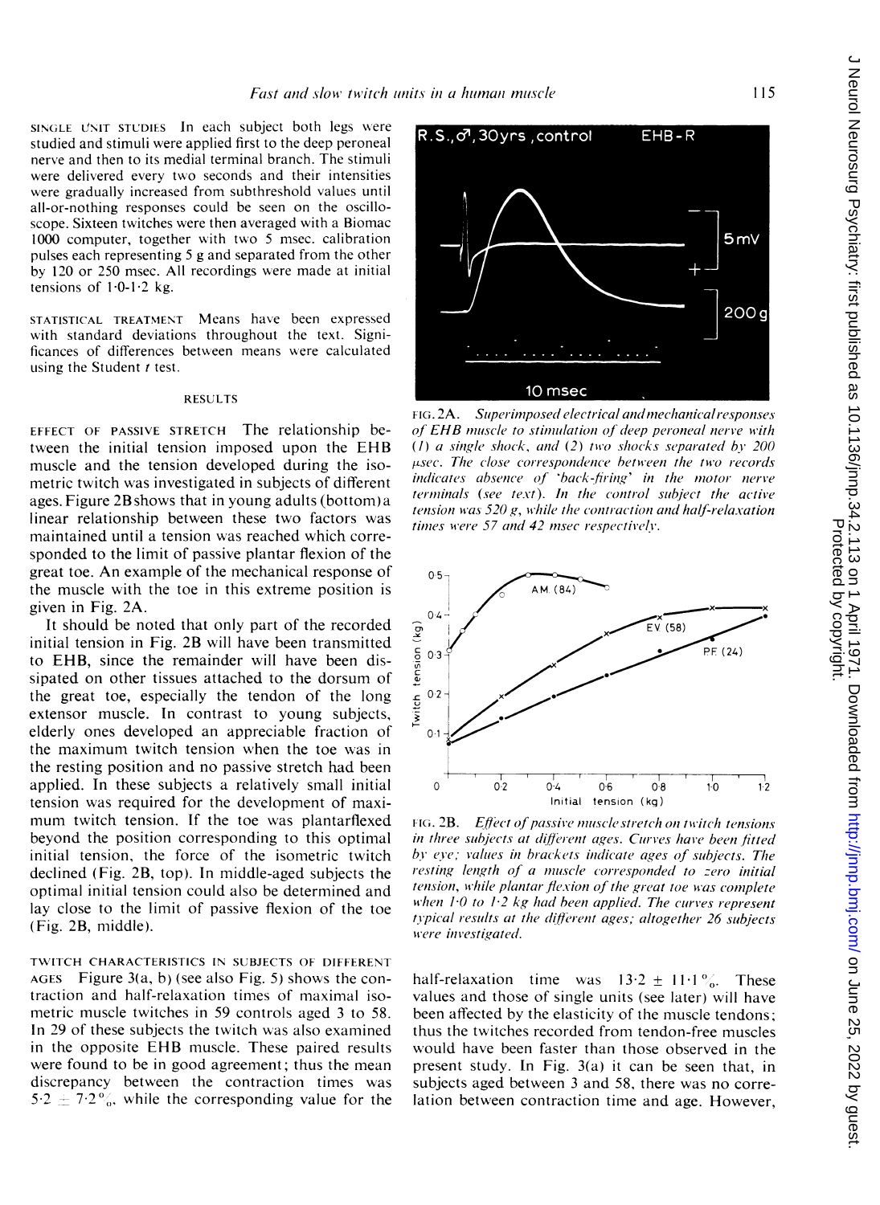SINGLE UNIT STUDIES In each subject both legs were studied and stimuli were applied first to the deep peroneal nerve and then to its medial terminal branch. The stimuli were delivered every two seconds and their intensities were gradually increased from subthreshold values until all-or-nothing responses could be seen on the oscilloscope. Sixteen twitches were then averaged with a Biomac 1000 computer, together with two 5 msec. calibration pulses each representing 5 g and separated from the other by 120 or 250 msec. All recordings were made at initial tensions of 1·0-1·2 kg.

STATISTICAL TREATMENT Means have been expressed with standard deviations throughout the text. Significances of differences between means were calculated using the Student *t* test.

## RESULTS

EFFECT OF PASSIVE STRETCH The relationship between the initial tension imposed upon the EHB muscle and the tension developed during the isometric twitch was investigated in subjects of different ages. Figure 2B shows that in young adults (bottom) a linear relationship between these two factors was maintained until a tension was reached which corresponded to the limit of passive plantar flexion of the great toe. An example of the mechanical response of the muscle with the toe in this extreme position is given in Fig. 2A.

It should be noted that only part of the recorded initial tension in Fig. 2B will have been transmitted to EHB, since the remainder will have been dissipated on other tissues attached to the dorsum of the great toe, especially the tendon of the long extensor muscle. In contrast to young subjects, elderly ones developed an appreciable fraction of the maximum twitch tension when the toe was in the resting position and no passive stretch had been applied. In these subjects a relatively small initial tension was required for the development of maximum twitch tension. If the toe was plantarflexed beyond the position corresponding to this optimal initial tension, the force of the isometric twitch declined (Fig. 2B, top). In middle-aged subjects the optimal initial tension could also be determined and lay close to the limit of passive flexion of the toe (Fig. 2B, middle).

FIG. 2A. *Superimposed electrical and mechanical responses of EHB muscle to stimulation of deep peroneal nerve with (1) a single shock, and (2) two shocks separated by 200 µsec. The close correspondence between the two records indicates absence of 'back-firing' in the motor nerve terminals (see text). In the control subject the active tension was 520 g, while the contraction and half-relaxation times were 57 and 42 msec respectively.*

FIG. 2B. *Effect of passive muscle stretch on twitch tensions in three subjects at different ages. Curves have been fitted by eye; values in brackets indicate ages of subjects. The resting length of a muscle corresponded to zero initial tension, while plantar flexion of the great toe was complete when 1·0 to 1·2 kg had been applied. The curves represent typical results at the different ages; altogether 26 subjects were investigated.*

TWITCH CHARACTERISTICS IN SUBJECTS OF DIFFERENT AGES Figure 3(a, b) (see also Fig. 5) shows the contraction and half-relaxation times of maximal isometric muscle twitches in 59 controls aged 3 to 58. In 29 of these subjects the twitch was also examined in the opposite EHB muscle. These paired results were found to be in good agreement; thus the mean discrepancy between the contraction times was 5·2 ± 7·2%, while the corresponding value for the half-relaxation time was 13·2 ± 11·1%. These values and those of single units (see later) will have been affected by the elasticity of the muscle tendons; thus the twitches recorded from tendon-free muscles would have been faster than those observed in the present study. In Fig. 3(a) it can be seen that, in subjects aged between 3 and 58, there was no correlation between contraction time and age. However,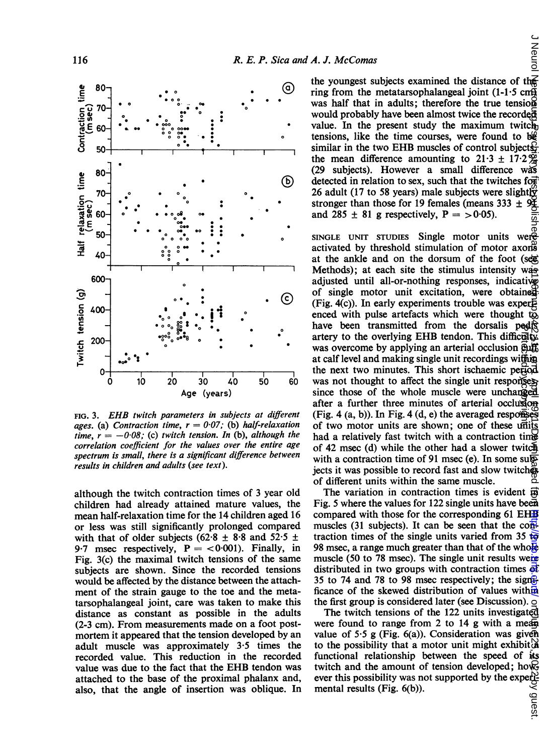FIG. 3. *EHB twitch parameters in subjects at different ages. (a) Contraction time, r = 0·07; (b) half-relaxation time, r = −0·08; (c) twitch tension. In (b), although the correlation coefficient for the values over the entire age spectrum is small, there is a significant difference between results in children and adults (see text).*

although the twitch contraction times of 3 year old children had already attained mature values, the mean half-relaxation time for the 14 children aged 16 or less was still significantly prolonged compared with that of older subjects (62·8 ± 8·8 and 52·5 ± 9·7 msec respectively, P = <0·001). Finally, in Fig. 3(c) the maximal twitch tensions of the same subjects are shown. Since the recorded tensions would be affected by the distance between the attachment of the strain gauge to the toe and the metatarsophalangeal joint, care was taken to make this distance as constant as possible in the adults (2-3 cm). From measurements made on a foot postmortem it appeared that the tension developed by an adult muscle was approximately 3·5 times the recorded value. This reduction in the recorded value was due to the fact that the EHB tendon was attached to the base of the proximal phalanx and, also, that the angle of insertion was oblique. In the youngest subjects examined the distance of the ring from the metatarsophalangeal joint (1-1·5 cm) was half that in adults; therefore the true tension would probably have been almost twice the recorded value. In the present study the maximum twitch tensions, like the time courses, were found to be similar in the two EHB muscles of control subjects, the mean difference amounting to 21·3 ± 17·2% (29 subjects). However a small difference was detected in relation to sex, such that the twitches for 26 adult (17 to 58 years) male subjects were slightly stronger than those for 19 females (means 333 ± 91 and 285 ± 81 g respectively, P = >0·05).

SINGLE UNIT STUDIES Single motor units were activated by threshold stimulation of motor axons at the ankle and on the dorsum of the foot (see Methods); at each site the stimulus intensity was adjusted until all-or-nothing responses, indicative of single motor unit excitation, were obtained (Fig. 4(c)). In early experiments trouble was experienced with pulse artefacts which were thought to have been transmitted from the dorsalis pedis artery to the overlying EHB tendon. This difficulty was overcome by applying an arterial occlusion cuff at calf level and making single unit recordings within the next two minutes. This short ischaemic period was not thought to affect the single unit responses, since those of the whole muscle were unchanged after a further three minutes of arterial occlusion (Fig. 4 (a, b)). In Fig. 4 (d, e) the averaged responses of two motor units are shown; one of these units had a relatively fast twitch with a contraction time of 42 msec (d) while the other had a slower twitch with a contraction time of 91 msec (e). In some subjects it was possible to record fast and slow twitches of different units within the same muscle.

The variation in contraction times is evident in Fig. 5 where the values for 122 single units have been compared with those for the corresponding 61 EHB muscles (31 subjects). It can be seen that the contraction times of the single units varied from 35 to 98 msec, a range much greater than that of the whole muscle (50 to 78 msec). The single unit results were distributed in two groups with contraction times of 35 to 74 and 78 to 98 msec respectively; the significance of the skewed distribution of values within the first group is considered later (see Discussion).

The twitch tensions of the 122 units investigated were found to range from 2 to 14 g with a mean value of 5·5 g (Fig. 6(a)). Consideration was given to the possibility that a motor unit might exhibit a functional relationship between the speed of its twitch and the amount of tension developed; however this possibility was not supported by the experimental results (Fig. 6(b)).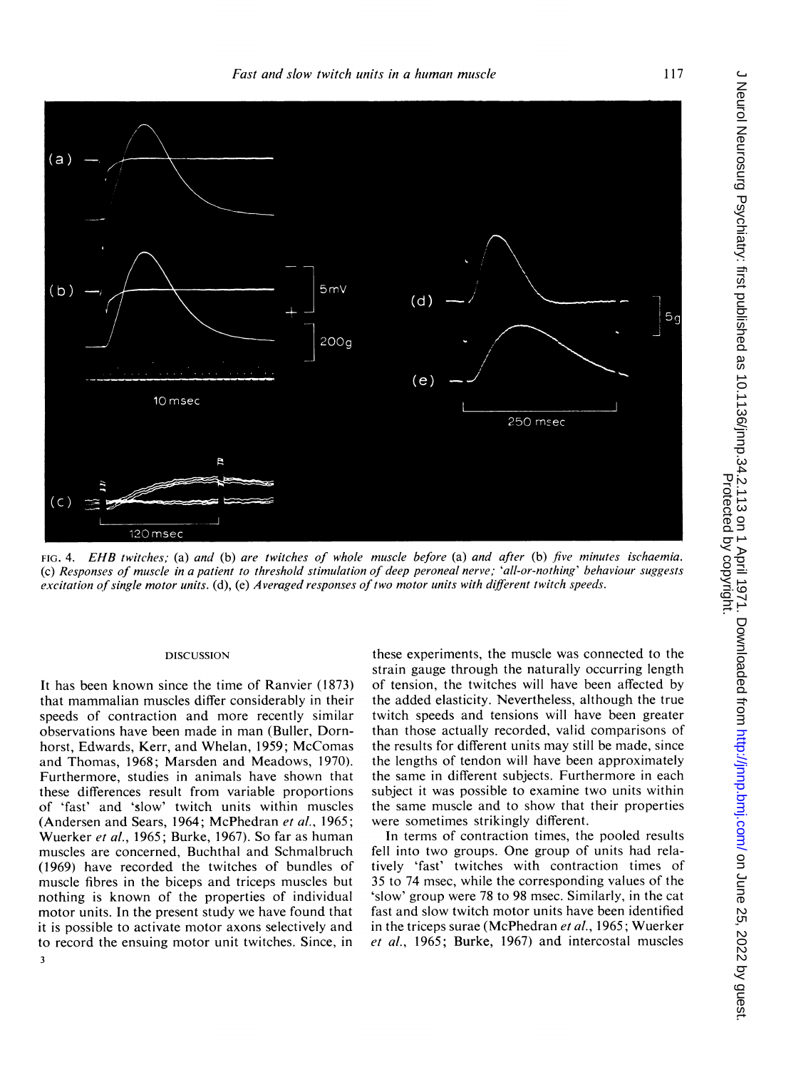FIG. 4. *EHB twitches; (a) and (b) are twitches of whole muscle before (a) and after (b) five minutes ischaemia. (c) Responses of muscle in a patient to threshold stimulation of deep peroneal nerve; 'all-or-nothing' behaviour suggests excitation of single motor units. (d), (e) Averaged responses of two motor units with different twitch speeds.*

## DISCUSSION

It has been known since the time of Ranvier (1873) that mammalian muscles differ considerably in their speeds of contraction and more recently similar observations have been made in man (Buller, Dornhorst, Edwards, Kerr, and Whelan, 1959; McComas and Thomas, 1968; Marsden and Meadows, 1970). Furthermore, studies in animals have shown that these differences result from variable proportions of 'fast' and 'slow' twitch units within muscles (Andersen and Sears, 1964; McPhedran *et al.*, 1965; Wuerker *et al.*, 1965; Burke, 1967). So far as human muscles are concerned, Buchthal and Schmalbruch (1969) have recorded the twitches of bundles of muscle fibres in the biceps and triceps muscles but nothing is known of the properties of individual motor units. In the present study we have found that it is possible to activate motor axons selectively and to record the ensuing motor unit twitches. Since, in these experiments, the muscle was connected to the strain gauge through the naturally occurring length of tension, the twitches will have been affected by the added elasticity. Nevertheless, although the true twitch speeds and tensions will have been greater than those actually recorded, valid comparisons of the results for different units may still be made, since the lengths of tendon will have been approximately the same in different subjects. Furthermore in each subject it was possible to examine two units within the same muscle and to show that their properties were sometimes strikingly different.

In terms of contraction times, the pooled results fell into two groups. One group of units had relatively 'fast' twitches with contraction times of 35 to 74 msec, while the corresponding values of the 'slow' group were 78 to 98 msec. Similarly, in the cat fast and slow twitch motor units have been identified in the triceps surae (McPhedran *et al.*, 1965; Wuerker *et al.*, 1965; Burke, 1967) and intercostal muscles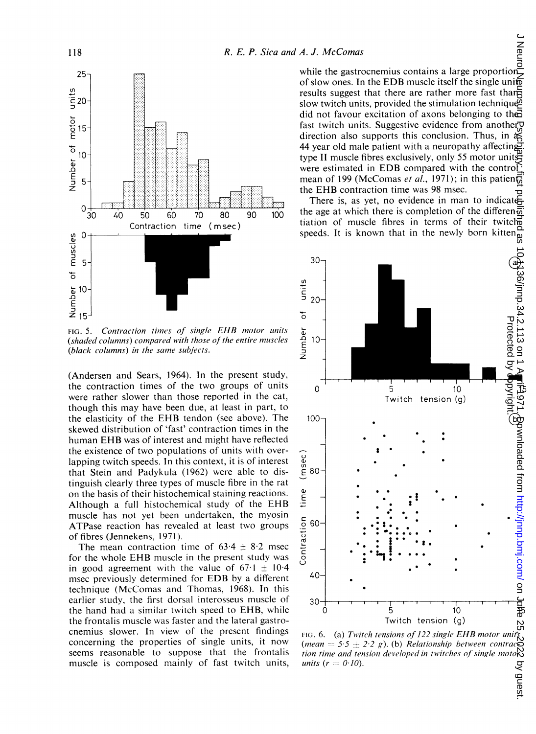FIG. 5. *Contraction times of single EHB motor units (shaded columns) compared with those of the entire muscles (black columns) in the same subjects.*

(Andersen and Sears, 1964). In the present study, the contraction times of the two groups of units were rather slower than those reported in the cat, though this may have been due, at least in part, to the elasticity of the EHB tendon (see above). The skewed distribution of 'fast' contraction times in the human EHB was of interest and might have reflected the existence of two populations of units with overlapping twitch speeds. In this context, it is of interest that Stein and Padykula (1962) were able to distinguish clearly three types of muscle fibre in the rat on the basis of their histochemical staining reactions. Although a full histochemical study of the EHB muscle has not yet been undertaken, the myosin ATPase reaction has revealed at least two groups of fibres (Jennekens, 1971).

The mean contraction time of 63·4 ± 8·2 msec for the whole EHB muscle in the present study was in good agreement with the value of 67·1 ± 10·4 msec previously determined for EDB by a different technique (McComas and Thomas, 1968). In this earlier study, the first dorsal interosseus muscle of the hand had a similar twitch speed to EHB, while the frontalis muscle was faster and the lateral gastrocnemius slower. In view of the present findings concerning the properties of single units, it now seems reasonable to suppose that the frontalis muscle is composed mainly of fast twitch units, while the gastrocnemius contains a large proportion of slow ones. In the EDB muscle itself the single unit results suggest that there are rather more fast than slow twitch units, provided the stimulation technique did not favour excitation of axons belonging to the fast twitch units. Suggestive evidence from another direction also supports this conclusion. Thus, in a 44 year old male patient with a neuropathy affecting type II muscle fibres exclusively, only 55 motor units were estimated in EDB compared with the control mean of 199 (McComas *et al.*, 1971); in this patient the EHB contraction time was 98 msec.

There is, as yet, no evidence in man to indicate the age at which there is completion of the differentiation of muscle fibres in terms of their twitch speeds. It is known that in the newly born kitten

FIG. 6. (a) *Twitch tensions of 122 single EHB motor units (mean = 5·5 ± 2·2 g).* (b) *Relationship between contraction time and tension developed in twitches of single motor units (r = 0·10).*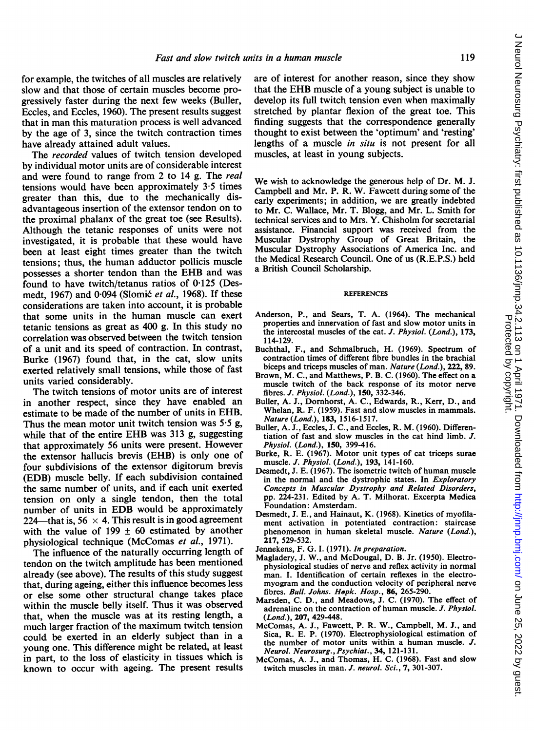for example, the twitches of all muscles are relatively slow and that those of certain muscles become progressively faster during the next few weeks (Buller, Eccles, and Eccles, 1960). The present results suggest that in man this maturation process is well advanced by the age of 3, since the twitch contraction times have already attained adult values.

The *recorded* values of twitch tension developed by individual motor units are of considerable interest and were found to range from 2 to 14 g. The *real* tensions would have been approximately 3·5 times greater than this, due to the mechanically disadvantageous insertion of the extensor tendon on to the proximal phalanx of the great toe (see Results). Although the tetanic responses of units were not investigated, it is probable that these would have been at least eight times greater than the twitch tensions; thus, the human adductor pollicis muscle possesses a shorter tendon than the EHB and was found to have twitch/tetanus ratios of 0·125 (Desmedt, 1967) and 0·094 (Slomić *et al.*, 1968). If these considerations are taken into account, it is probable that some units in the human muscle can exert tetanic tensions as great as 400 g. In this study no correlation was observed between the twitch tension of a unit and its speed of contraction. In contrast, Burke (1967) found that, in the cat, slow units exerted relatively small tensions, while those of fast units varied considerably.

The twitch tensions of motor units are of interest in another respect, since they have enabled an estimate to be made of the number of units in EHB. Thus the mean motor unit twitch tension was 5·5 g, while that of the entire EHB was 313 g, suggesting that approximately 56 units were present. However the extensor hallucis brevis (EHB) is only one of four subdivisions of the extensor digitorum brevis (EDB) muscle belly. If each subdivision contained the same number of units, and if each unit exerted tension on only a single tendon, then the total number of units in EDB would be approximately 224—that is, $56 \times 4$. This result is in good agreement with the value of $199 \pm 60$ estimated by another physiological technique (McComas *et al.*, 1971).

The influence of the naturally occurring length of tendon on the twitch amplitude has been mentioned already (see above). The results of this study suggest that, during ageing, either this influence becomes less or else some other structural change takes place within the muscle belly itself. Thus it was observed that, when the muscle was at its resting length, a much larger fraction of the maximum twitch tension could be exerted in an elderly subject than in a young one. This difference might be related, at least in part, to the loss of elasticity in tissues which is known to occur with ageing. The present results are of interest for another reason, since they show that the EHB muscle of a young subject is unable to develop its full twitch tension even when maximally stretched by plantar flexion of the great toe. This finding suggests that the correspondence generally thought to exist between the 'optimum' and 'resting' lengths of a muscle *in situ* is not present for all muscles, at least in young subjects.

We wish to acknowledge the generous help of Dr. M. J. Campbell and Mr. P. R. W. Fawcett during some of the early experiments; in addition, we are greatly indebted to Mr. C. Wallace, Mr. T. Blogg, and Mr. L. Smith for technical services and to Mrs. Y. Chisholm for secretarial assistance. Financial support was received from the Muscular Dystrophy Group of Great Britain, the Muscular Dystrophy Associations of America Inc. and the Medical Research Council. One of us (R.E.P.S.) held a British Council Scholarship.

## REFERENCES

Anderson, P., and Sears, T. A. (1964). The mechanical properties and innervation of fast and slow motor units in the intercostal muscles of the cat. *J. Physiol. (Lond.)*, **173**, 114-129.

Buchthal, F., and Schmalbruch, H. (1969). Spectrum of contraction times of different fibre bundles in the brachial biceps and triceps muscles of man. *Nature (Lond.)*, **222**, 89.

Brown, M. C., and Matthews, P. B. C. (1960). The effect on a muscle twitch of the back response of its motor nerve fibres. *J. Physiol. (Lond.)*, **150**, 332-346.

Buller, A. J., Dornhorst, A. C., Edwards, R., Kerr, D., and Whelan, R. F. (1959). Fast and slow muscles in mammals. *Nature (Lond.)*, **183**, 1516-1517.

Buller, A. J., Eccles, J. C., and Eccles, R. M. (1960). Differentiation of fast and slow muscles in the cat hind limb. *J. Physiol. (Lond.)*, **150**, 399-416.

Burke, R. E. (1967). Motor unit types of cat triceps surae muscle. *J. Physiol. (Lond.)*, **193**, 141-160.

Desmedt, J. E. (1967). The isometric twitch of human muscle in the normal and the dystrophic states. In *Exploratory Concepts in Muscular Dystrophy and Related Disorders*, pp. 224-231. Edited by A. T. Milhorat. Excerpta Medica Foundation: Amsterdam.

Desmedt, J. E., and Hainaut, K. (1968). Kinetics of myofilament activation in potentiated contraction: staircase phenomenon in human skeletal muscle. *Nature (Lond.)*, **217**, 529-532.

Jennekens, F. G. I. (1971). *In preparation.*

Magladery, J. W., and McDougal, D. B. Jr. (1950). Electrophysiological studies of nerve and reflex activity in normal man. I. Identification of certain reflexes in the electromyogram and the conduction velocity of peripheral nerve fibres. *Bull. Johns. Hopk. Hosp.*, **86**, 265-290.

Marsden, C. D., and Meadows, J. C. (1970). The effect of adrenaline on the contraction of human muscle. *J. Physiol. (Lond.)*, **207**, 429-448.

McComas, A. J., Fawcett, P. R. W., Campbell, M. J., and Sica, R. E. P. (1970). Electrophysiological estimation of the number of motor units within a human muscle. *J. Neurol. Neurosurg., Psychiat.*, **34**, 121-131.

McComas, A. J., and Thomas, H. C. (1968). Fast and slow twitch muscles in man. *J. neurol. Sci.*, **7**, 301-307.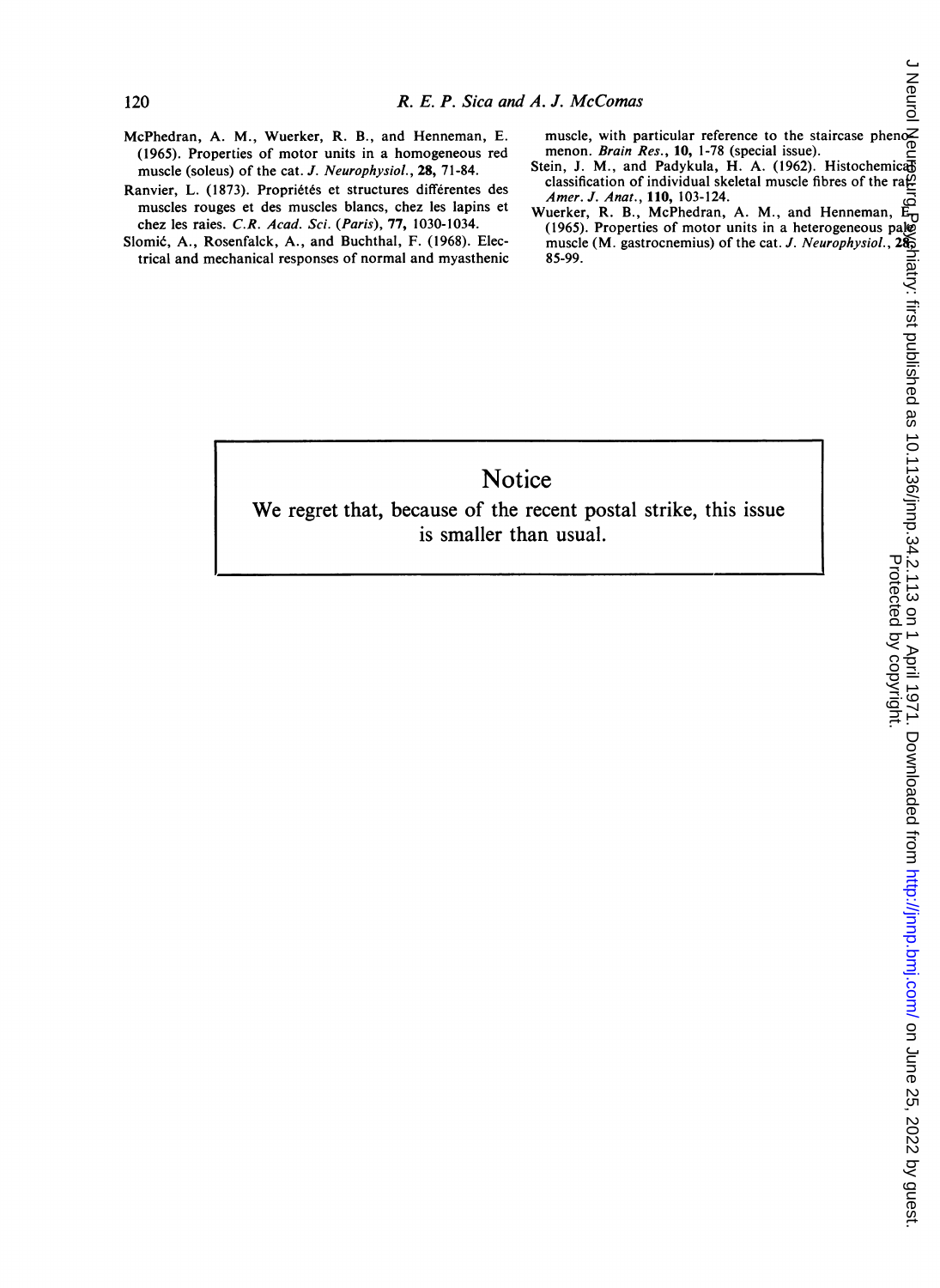McPhedran, A. M., Wuerker, R. B., and Henneman, E. (1965). Properties of motor units in a homogeneous red muscle (soleus) of the cat. *J. Neurophysiol.*, **28**, 71-84.

Ranvier, L. (1873). Propriétés et structures différentes des muscles rouges et des muscles blancs, chez les lapins et chez les raies. *C.R. Acad. Sci. (Paris)*, **77**, 1030-1034.

Slomić, A., Rosenfalck, A., and Buchthal, F. (1968). Electrical and mechanical responses of normal and myasthenic muscle, with particular reference to the staircase phenomenon. *Brain Res.*, **10**, 1-78 (special issue).

Stein, J. M., and Padykula, H. A. (1962). Histochemical classification of individual skeletal muscle fibres of the rat. *Amer. J. Anat.*, **110**, 103-124.

Wuerker, R. B., McPhedran, A. M., and Henneman, E. (1965). Properties of motor units in a heterogeneous pale muscle (M. gastrocnemius) of the cat. *J. Neurophysiol.*, **28**, 85-99.

## Notice

We regret that, because of the recent postal strike, this issue is smaller than usual.